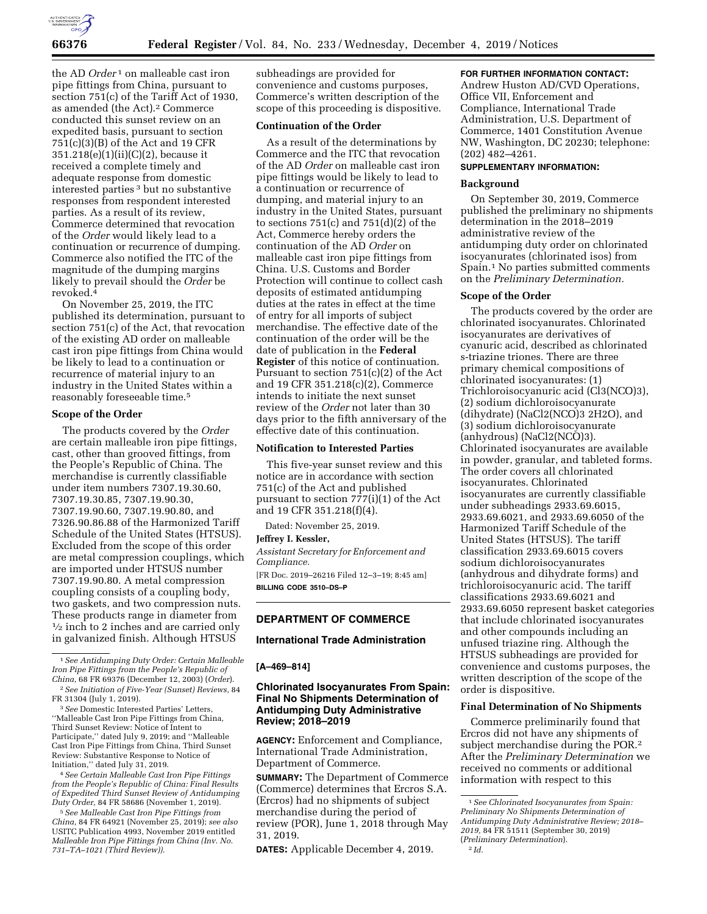the AD *Order*[1] on malleable cast iron pipe fittings from China, pursuant to section 751(c) of the Tariff Act of 1930, as amended (the Act).[2] Commerce conducted this sunset review on an expedited basis, pursuant to section 751(c)(3)(B) of the Act and 19 CFR 351.218(e)(1)(ii)(C)(2), because it received a complete timely and adequate response from domestic interested parties[3] but no substantive responses from respondent interested parties. As a result of its review, Commerce determined that revocation of the *Order* would likely lead to a continuation or recurrence of dumping. Commerce also notified the ITC of the magnitude of the dumping margins likely to prevail should the *Order* be revoked.[4]

On November 25, 2019, the ITC published its determination, pursuant to section 751(c) of the Act, that revocation of the existing AD order on malleable cast iron pipe fittings from China would be likely to lead to a continuation or recurrence of material injury to an industry in the United States within a reasonably foreseeable time.[5]

### Scope of the Order

The products covered by the *Order* are certain malleable iron pipe fittings, cast, other than grooved fittings, from the People's Republic of China. The merchandise is currently classifiable under item numbers 7307.19.30.60, 7307.19.30.85, 7307.19.90.30, 7307.19.90.60, 7307.19.90.80, and 7326.90.86.88 of the Harmonized Tariff Schedule of the United States (HTSUS). Excluded from the scope of this order are metal compression couplings, which are imported under HTSUS number 7307.19.90.80. A metal compression coupling consists of a coupling body, two gaskets, and two compression nuts. These products range in diameter from ½ inch to 2 inches and are carried only in galvanized finish. Although HTSUS subheadings are provided for convenience and customs purposes, Commerce's written description of the scope of this proceeding is dispositive.

### Continuation of the Order

As a result of the determinations by Commerce and the ITC that revocation of the AD *Order* on malleable cast iron pipe fittings would be likely to lead to a continuation or recurrence of dumping, and material injury to an industry in the United States, pursuant to sections 751(c) and 751(d)(2) of the Act, Commerce hereby orders the continuation of the AD *Order* on malleable cast iron pipe fittings from China. U.S. Customs and Border Protection will continue to collect cash deposits of estimated antidumping duties at the rates in effect at the time of entry for all imports of subject merchandise. The effective date of the continuation of the order will be the date of publication in the **Federal Register** of this notice of continuation. Pursuant to section 751(c)(2) of the Act and 19 CFR 351.218(c)(2), Commerce intends to initiate the next sunset review of the *Order* not later than 30 days prior to the fifth anniversary of the effective date of this continuation.

### Notification to Interested Parties

This five-year sunset review and this notice are in accordance with section 751(c) of the Act and published pursuant to section 777(i)(1) of the Act and 19 CFR 351.218(f)(4).

Dated: November 25, 2019.

**Jeffrey I. Kessler,**

*Assistant Secretary for Enforcement and Compliance.*

[FR Doc. 2019–26216 Filed 12–3–19; 8:45 am]

**BILLING CODE 3510–DS–P**

[1] *See Antidumping Duty Order: Certain Malleable Iron Pipe Fittings from the People's Republic of China,* 68 FR 69376 (December 12, 2003) (*Order*).

[2] *See Initiation of Five-Year (Sunset) Reviews,* 84 FR 31304 (July 1, 2019).

[3] *See* Domestic Interested Parties' Letters, "Malleable Cast Iron Pipe Fittings from China, Third Sunset Review: Notice of Intent to Participate," dated July 9, 2019; and "Malleable Cast Iron Pipe Fittings from China, Third Sunset Review: Substantive Response to Notice of Initiation," dated July 31, 2019.

[4] *See Certain Malleable Cast Iron Pipe Fittings from the People's Republic of China: Final Results of Expedited Third Sunset Review of Antidumping Duty Order,* 84 FR 58686 (November 1, 2019).

[5] *See Malleable Cast Iron Pipe Fittings from China,* 84 FR 64921 (November 25, 2019); *see also* USITC Publication 4993, November 2019 entitled *Malleable Iron Pipe Fittings from China (Inv. No. 731–TA–1021 (Third Review)).*

## DEPARTMENT OF COMMERCE

### International Trade Administration

**[A–469–814]**

### Chlorinated Isocyanurates From Spain: Final No Shipments Determination of Antidumping Duty Administrative Review; 2018–2019

**AGENCY:** Enforcement and Compliance, International Trade Administration, Department of Commerce.

**SUMMARY:** The Department of Commerce (Commerce) determines that Ercros S.A. (Ercros) had no shipments of subject merchandise during the period of review (POR), June 1, 2018 through May 31, 2019.

**DATES:** Applicable December 4, 2019.

**FOR FURTHER INFORMATION CONTACT:** Andrew Huston AD/CVD Operations, Office VII, Enforcement and Compliance, International Trade Administration, U.S. Department of Commerce, 1401 Constitution Avenue NW, Washington, DC 20230; telephone: (202) 482–4261.

**SUPPLEMENTARY INFORMATION:**

### Background

On September 30, 2019, Commerce published the preliminary no shipments determination in the 2018–2019 administrative review of the antidumping duty order on chlorinated isocyanurates (chlorinated isos) from Spain.[1] No parties submitted comments on the *Preliminary Determination.*

### Scope of the Order

The products covered by the order are chlorinated isocyanurates. Chlorinated isocyanurates are derivatives of cyanuric acid, described as chlorinated s-triazine triones. There are three primary chemical compositions of chlorinated isocyanurates: (1) Trichloroisocyanuric acid ($Cl_3(NCO)_3$), (2) sodium dichloroisocyanurate (dihydrate) ($NaCl_2(NCO)_3 \cdot 2H_2O$), and (3) sodium dichloroisocyanurate (anhydrous) ($NaCl_2(NCO)_3$). Chlorinated isocyanurates are available in powder, granular, and tableted forms. The order covers all chlorinated isocyanurates. Chlorinated isocyanurates are currently classifiable under subheadings 2933.69.6015, 2933.69.6021, and 2933.69.6050 of the Harmonized Tariff Schedule of the United States (HTSUS). The tariff classification 2933.69.6015 covers sodium dichloroisocyanurates (anhydrous and dihydrate forms) and trichloroisocyanuric acid. The tariff classifications 2933.69.6021 and 2933.69.6050 represent basket categories that include chlorinated isocyanurates and other compounds including an unfused triazine ring. Although the HTSUS subheadings are provided for convenience and customs purposes, the written description of the scope of the order is dispositive.

### Final Determination of No Shipments

Commerce preliminarily found that Ercros did not have any shipments of subject merchandise during the POR.[2] After the *Preliminary Determination* we received no comments or additional information with respect to this

[1] *See Chlorinated Isocyanurates from Spain: Preliminary No Shipments Determination of Antidumping Duty Administrative Review; 2018–2019,* 84 FR 51511 (September 30, 2019) (*Preliminary Determination*).

[2] *Id.*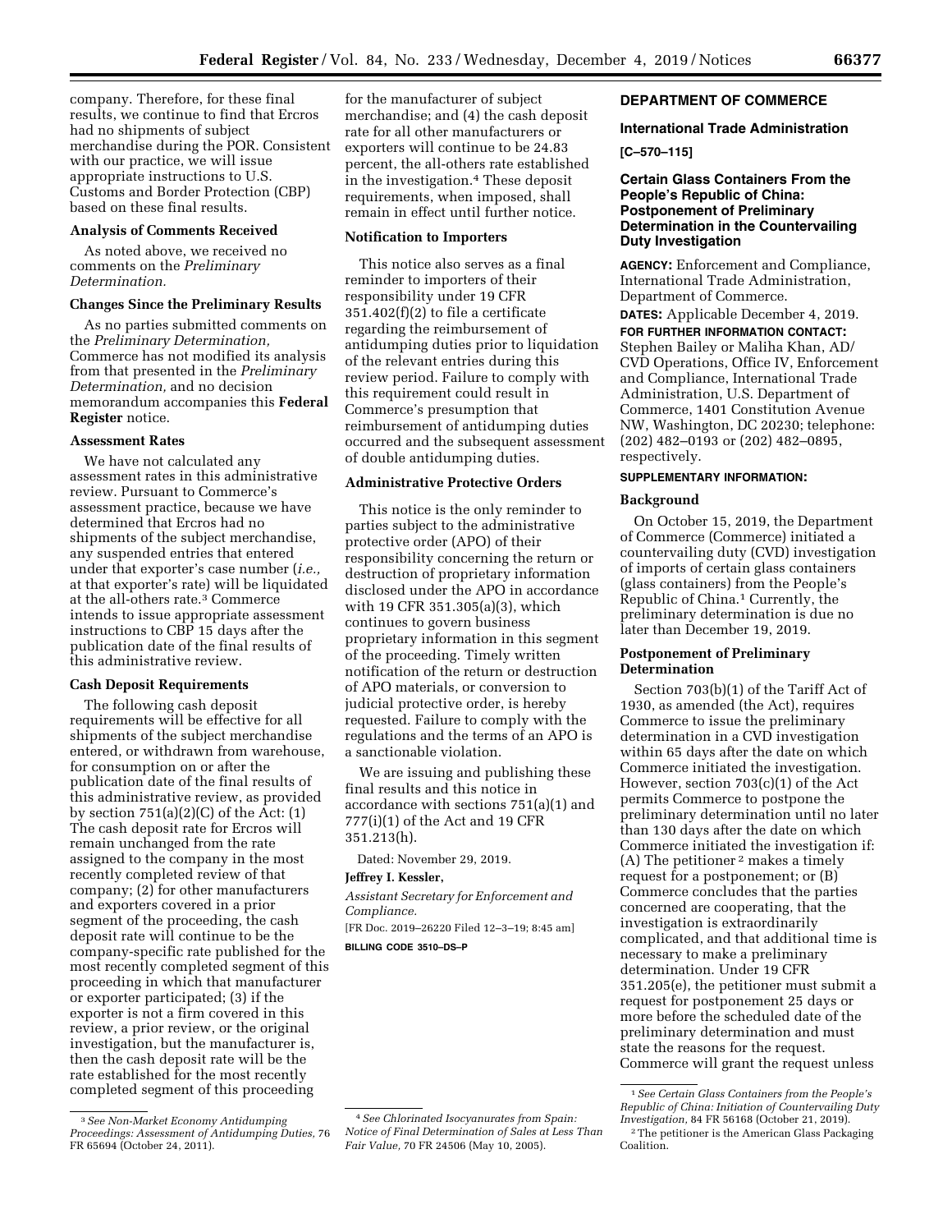company. Therefore, for these final results, we continue to find that Ercros had no shipments of subject merchandise during the POR. Consistent with our practice, we will issue appropriate instructions to U.S. Customs and Border Protection (CBP) based on these final results.

### Analysis of Comments Received

As noted above, we received no comments on the *Preliminary Determination.*

### Changes Since the Preliminary Results

As no parties submitted comments on the *Preliminary Determination,* Commerce has not modified its analysis from that presented in the *Preliminary Determination,* and no decision memorandum accompanies this **Federal Register** notice.

### Assessment Rates

We have not calculated any assessment rates in this administrative review. Pursuant to Commerce's assessment practice, because we have determined that Ercros had no shipments of the subject merchandise, any suspended entries that entered under that exporter's case number (*i.e.,* at that exporter's rate) will be liquidated at the all-others rate.[3] Commerce intends to issue appropriate assessment instructions to CBP 15 days after the publication date of the final results of this administrative review.

### Cash Deposit Requirements

The following cash deposit requirements will be effective for all shipments of the subject merchandise entered, or withdrawn from warehouse, for consumption on or after the publication date of the final results of this administrative review, as provided by section 751(a)(2)(C) of the Act: (1) The cash deposit rate for Ercros will remain unchanged from the rate assigned to the company in the most recently completed review of that company; (2) for other manufacturers and exporters covered in a prior segment of the proceeding, the cash deposit rate will continue to be the company-specific rate published for the most recently completed segment of this proceeding in which that manufacturer or exporter participated; (3) if the exporter is not a firm covered in this review, a prior review, or the original investigation, but the manufacturer is, then the cash deposit rate will be the rate established for the most recently completed segment of this proceeding for the manufacturer of subject merchandise; and (4) the cash deposit rate for all other manufacturers or exporters will continue to be 24.83 percent, the all-others rate established in the investigation.[4] These deposit requirements, when imposed, shall remain in effect until further notice.

### Notification to Importers

This notice also serves as a final reminder to importers of their responsibility under 19 CFR 351.402(f)(2) to file a certificate regarding the reimbursement of antidumping duties prior to liquidation of the relevant entries during this review period. Failure to comply with this requirement could result in Commerce's presumption that reimbursement of antidumping duties occurred and the subsequent assessment of double antidumping duties.

### Administrative Protective Orders

This notice is the only reminder to parties subject to the administrative protective order (APO) of their responsibility concerning the return or destruction of proprietary information disclosed under the APO in accordance with 19 CFR 351.305(a)(3), which continues to govern business proprietary information in this segment of the proceeding. Timely written notification of the return or destruction of APO materials, or conversion to judicial protective order, is hereby requested. Failure to comply with the regulations and the terms of an APO is a sanctionable violation.

We are issuing and publishing these final results and this notice in accordance with sections 751(a)(1) and 777(i)(1) of the Act and 19 CFR 351.213(h).

Dated: November 29, 2019.

**Jeffrey I. Kessler,**

*Assistant Secretary for Enforcement and Compliance.*

[FR Doc. 2019–26220 Filed 12–3–19; 8:45 am]

BILLING CODE 3510–DS–P

[3] *See Non-Market Economy Antidumping Proceedings: Assessment of Antidumping Duties,* 76 FR 65694 (October 24, 2011).

[4] *See Chlorinated Isocyanurates from Spain: Notice of Final Determination of Sales at Less Than Fair Value,* 70 FR 24506 (May 10, 2005).

## DEPARTMENT OF COMMERCE

### International Trade Administration

**[C–570–115]**

### Certain Glass Containers From the People's Republic of China: Postponement of Preliminary Determination in the Countervailing Duty Investigation

**AGENCY:** Enforcement and Compliance, International Trade Administration, Department of Commerce.

**DATES:** Applicable December 4, 2019.

**FOR FURTHER INFORMATION CONTACT:** Stephen Bailey or Maliha Khan, AD/CVD Operations, Office IV, Enforcement and Compliance, International Trade Administration, U.S. Department of Commerce, 1401 Constitution Avenue NW, Washington, DC 20230; telephone: (202) 482–0193 or (202) 482–0895, respectively.

**SUPPLEMENTARY INFORMATION:**

### Background

On October 15, 2019, the Department of Commerce (Commerce) initiated a countervailing duty (CVD) investigation of imports of certain glass containers (glass containers) from the People's Republic of China.[1] Currently, the preliminary determination is due no later than December 19, 2019.

### Postponement of Preliminary Determination

Section 703(b)(1) of the Tariff Act of 1930, as amended (the Act), requires Commerce to issue the preliminary determination in a CVD investigation within 65 days after the date on which Commerce initiated the investigation. However, section 703(c)(1) of the Act permits Commerce to postpone the preliminary determination until no later than 130 days after the date on which Commerce initiated the investigation if: (A) The petitioner[2] makes a timely request for a postponement; or (B) Commerce concludes that the parties concerned are cooperating, that the investigation is extraordinarily complicated, and that additional time is necessary to make a preliminary determination. Under 19 CFR 351.205(e), the petitioner must submit a request for postponement 25 days or more before the scheduled date of the preliminary determination and must state the reasons for the request. Commerce will grant the request unless

[1] *See Certain Glass Containers from the People's Republic of China: Initiation of Countervailing Duty Investigation,* 84 FR 56168 (October 21, 2019).

[2] The petitioner is the American Glass Packaging Coalition.